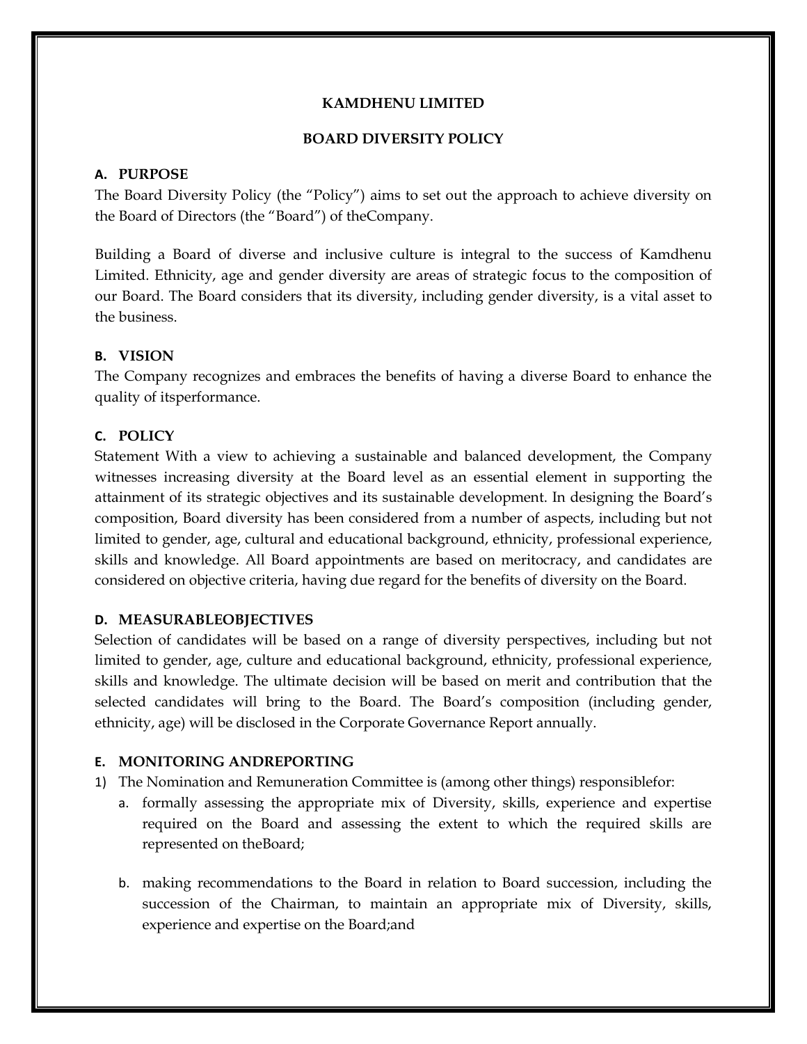**KAMDHENU LIMITED**

**BOARD DIVERSITY POLICY**

## A. PURPOSE

The Board Diversity Policy (the "Policy") aims to set out the approach to achieve diversity on the Board of Directors (the "Board") of theCompany.

Building a Board of diverse and inclusive culture is integral to the success of Kamdhenu Limited. Ethnicity, age and gender diversity are areas of strategic focus to the composition of our Board. The Board considers that its diversity, including gender diversity, is a vital asset to the business.

## B. VISION

The Company recognizes and embraces the benefits of having a diverse Board to enhance the quality of itsperformance.

## C. POLICY

Statement With a view to achieving a sustainable and balanced development, the Company witnesses increasing diversity at the Board level as an essential element in supporting the attainment of its strategic objectives and its sustainable development. In designing the Board's composition, Board diversity has been considered from a number of aspects, including but not limited to gender, age, cultural and educational background, ethnicity, professional experience, skills and knowledge. All Board appointments are based on meritocracy, and candidates are considered on objective criteria, having due regard for the benefits of diversity on the Board.

## D. MEASURABLEOBJECTIVES

Selection of candidates will be based on a range of diversity perspectives, including but not limited to gender, age, culture and educational background, ethnicity, professional experience, skills and knowledge. The ultimate decision will be based on merit and contribution that the selected candidates will bring to the Board. The Board's composition (including gender, ethnicity, age) will be disclosed in the Corporate Governance Report annually.

## E. MONITORING ANDREPORTING

1) The Nomination and Remuneration Committee is (among other things) responsiblefor:
   a. formally assessing the appropriate mix of Diversity, skills, experience and expertise required on the Board and assessing the extent to which the required skills are represented on theBoard;

   b. making recommendations to the Board in relation to Board succession, including the succession of the Chairman, to maintain an appropriate mix of Diversity, skills, experience and expertise on the Board;and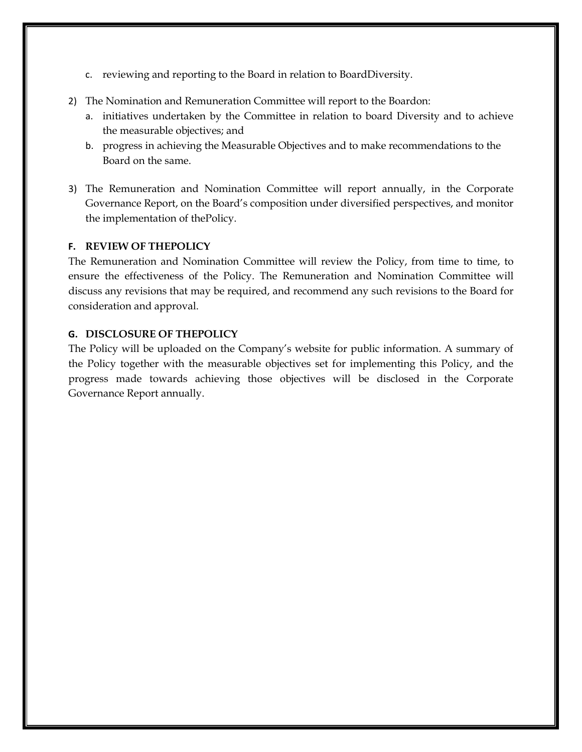c. reviewing and reporting to the Board in relation to BoardDiversity.

2) The Nomination and Remuneration Committee will report to the Boardon:
   a. initiatives undertaken by the Committee in relation to board Diversity and to achieve the measurable objectives; and
   b. progress in achieving the Measurable Objectives and to make recommendations to the Board on the same.

3) The Remuneration and Nomination Committee will report annually, in the Corporate Governance Report, on the Board's composition under diversified perspectives, and monitor the implementation of thePolicy.

**F. REVIEW OF THEPOLICY**

The Remuneration and Nomination Committee will review the Policy, from time to time, to ensure the effectiveness of the Policy. The Remuneration and Nomination Committee will discuss any revisions that may be required, and recommend any such revisions to the Board for consideration and approval.

**G. DISCLOSURE OF THEPOLICY**

The Policy will be uploaded on the Company's website for public information. A summary of the Policy together with the measurable objectives set for implementing this Policy, and the progress made towards achieving those objectives will be disclosed in the Corporate Governance Report annually.